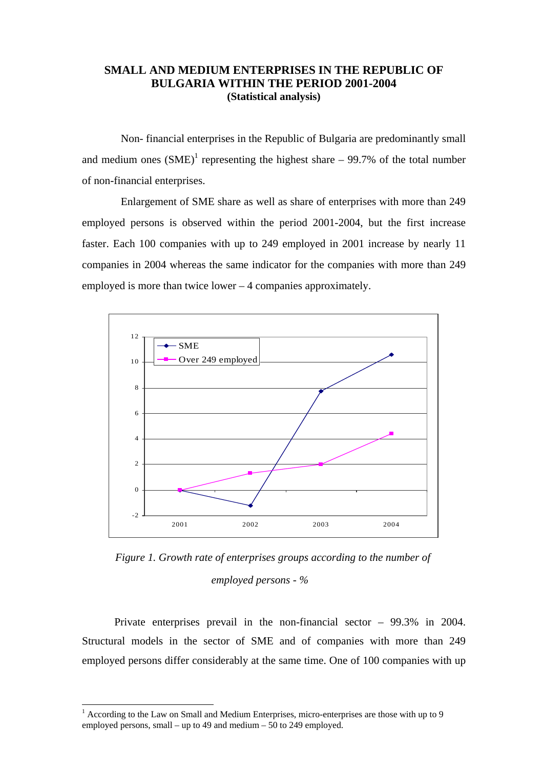# SMALL AND MEDIUM ENTERPRISES IN THE REPUBLIC OF BULGARIA WITHIN THE PERIOD 2001-2004
**(Statistical analysis)**

Non- financial enterprises in the Republic of Bulgaria are predominantly small and medium ones (SME)[1] representing the highest share – 99.7% of the total number of non-financial enterprises.

Enlargement of SME share as well as share of enterprises with more than 249 employed persons is observed within the period 2001-2004, but the first increase faster. Each 100 companies with up to 249 employed in 2001 increase by nearly 11 companies in 2004 whereas the same indicator for the companies with more than 249 employed is more than twice lower – 4 companies approximately.

*Figure 1. Growth rate of enterprises groups according to the number of employed persons - %*

Private enterprises prevail in the non-financial sector – 99.3% in 2004. Structural models in the sector of SME and of companies with more than 249 employed persons differ considerably at the same time. One of 100 companies with up

---

[1] According to the Law on Small and Medium Enterprises, micro-enterprises are those with up to 9 employed persons, small – up to 49 and medium – 50 to 249 employed.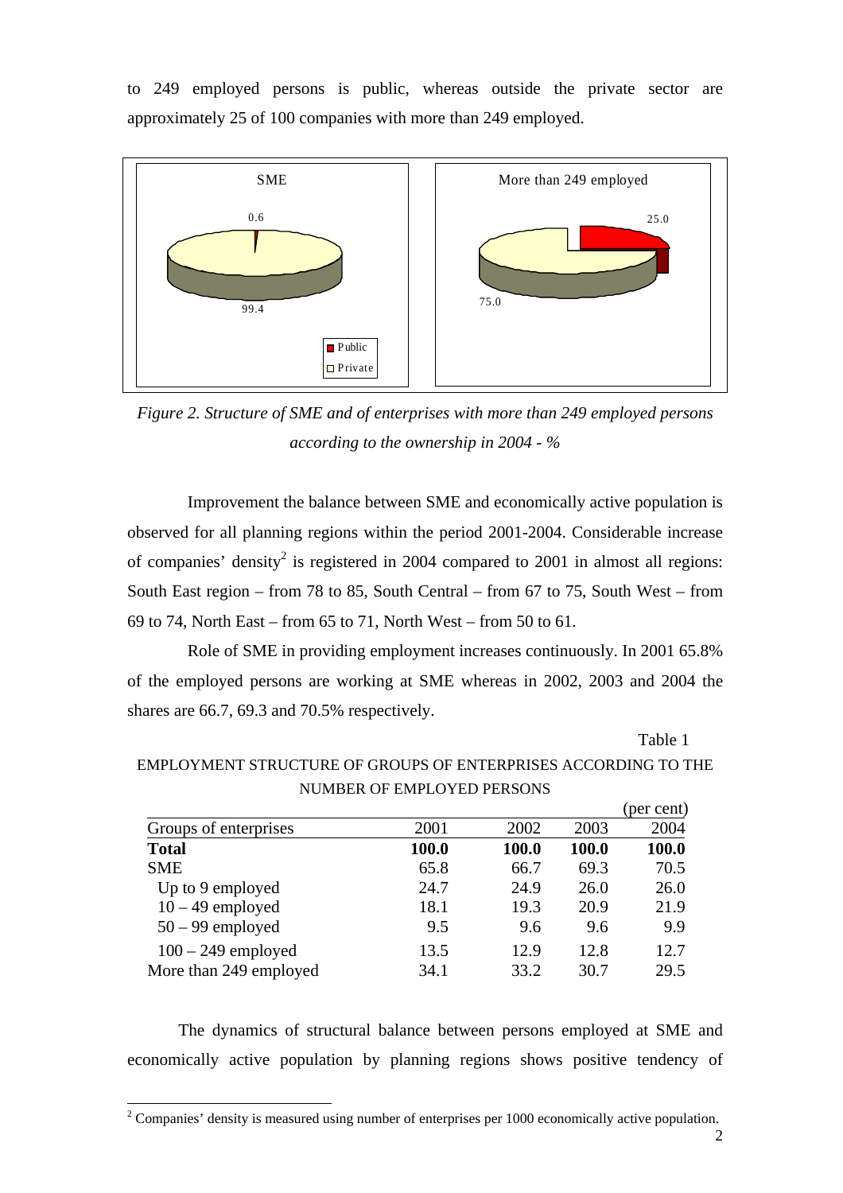to 249 employed persons is public, whereas outside the private sector are approximately 25 of 100 companies with more than 249 employed.

*Figure 2. Structure of SME and of enterprises with more than 249 employed persons according to the ownership in 2004 - %*

Improvement the balance between SME and economically active population is observed for all planning regions within the period 2001-2004. Considerable increase of companies' density[2] is registered in 2004 compared to 2001 in almost all regions: South East region – from 78 to 85, South Central – from 67 to 75, South West – from 69 to 74, North East – from 65 to 71, North West – from 50 to 61.

Role of SME in providing employment increases continuously. In 2001 65.8% of the employed persons are working at SME whereas in 2002, 2003 and 2004 the shares are 66.7, 69.3 and 70.5% respectively.

Table 1

EMPLOYMENT STRUCTURE OF GROUPS OF ENTERPRISES ACCORDING TO THE NUMBER OF EMPLOYED PERSONS

(per cent)

| Groups of enterprises | 2001 | 2002 | 2003 | 2004 |
|---|---|---|---|---|
| **Total** | **100.0** | **100.0** | **100.0** | **100.0** |
| SME | 65.8 | 66.7 | 69.3 | 70.5 |
| Up to 9 employed | 24.7 | 24.9 | 26.0 | 26.0 |
| 10 – 49 employed | 18.1 | 19.3 | 20.9 | 21.9 |
| 50 – 99 employed | 9.5 | 9.6 | 9.6 | 9.9 |
| 100 – 249 employed | 13.5 | 12.9 | 12.8 | 12.7 |
| More than 249 employed | 34.1 | 33.2 | 30.7 | 29.5 |

The dynamics of structural balance between persons employed at SME and economically active population by planning regions shows positive tendency of

[2] Companies' density is measured using number of enterprises per 1000 economically active population.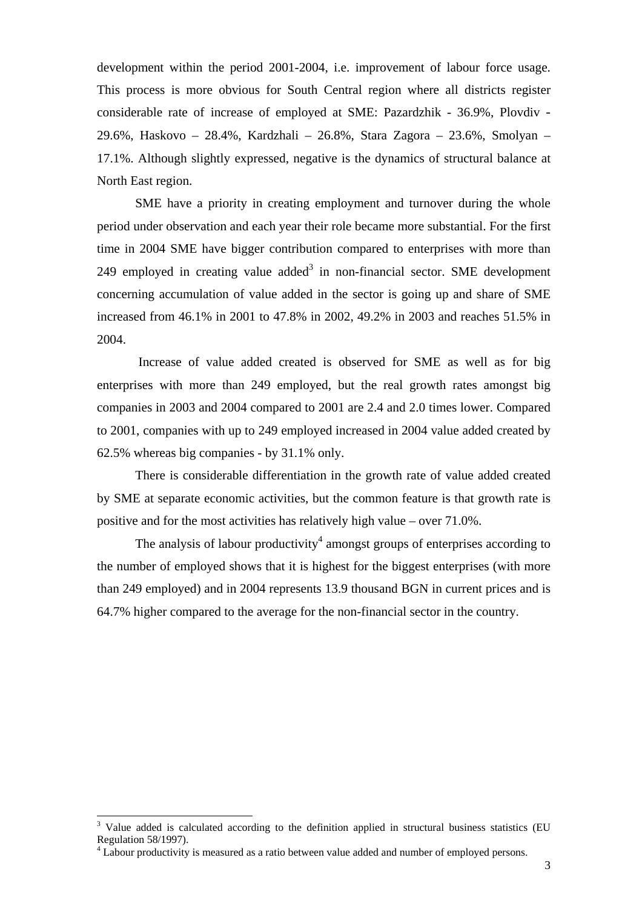development within the period 2001-2004, i.e. improvement of labour force usage. This process is more obvious for South Central region where all districts register considerable rate of increase of employed at SME: Pazardzhik - 36.9%, Plovdiv - 29.6%, Haskovo – 28.4%, Kardzhali – 26.8%, Stara Zagora – 23.6%, Smolyan – 17.1%. Although slightly expressed, negative is the dynamics of structural balance at North East region.

SME have a priority in creating employment and turnover during the whole period under observation and each year their role became more substantial. For the first time in 2004 SME have bigger contribution compared to enterprises with more than 249 employed in creating value added[3] in non-financial sector. SME development concerning accumulation of value added in the sector is going up and share of SME increased from 46.1% in 2001 to 47.8% in 2002, 49.2% in 2003 and reaches 51.5% in 2004.

Increase of value added created is observed for SME as well as for big enterprises with more than 249 employed, but the real growth rates amongst big companies in 2003 and 2004 compared to 2001 are 2.4 and 2.0 times lower. Compared to 2001, companies with up to 249 employed increased in 2004 value added created by 62.5% whereas big companies - by 31.1% only.

There is considerable differentiation in the growth rate of value added created by SME at separate economic activities, but the common feature is that growth rate is positive and for the most activities has relatively high value – over 71.0%.

The analysis of labour productivity[4] amongst groups of enterprises according to the number of employed shows that it is highest for the biggest enterprises (with more than 249 employed) and in 2004 represents 13.9 thousand BGN in current prices and is 64.7% higher compared to the average for the non-financial sector in the country.

---

[3] Value added is calculated according to the definition applied in structural business statistics (EU Regulation 58/1997).

[4] Labour productivity is measured as a ratio between value added and number of employed persons.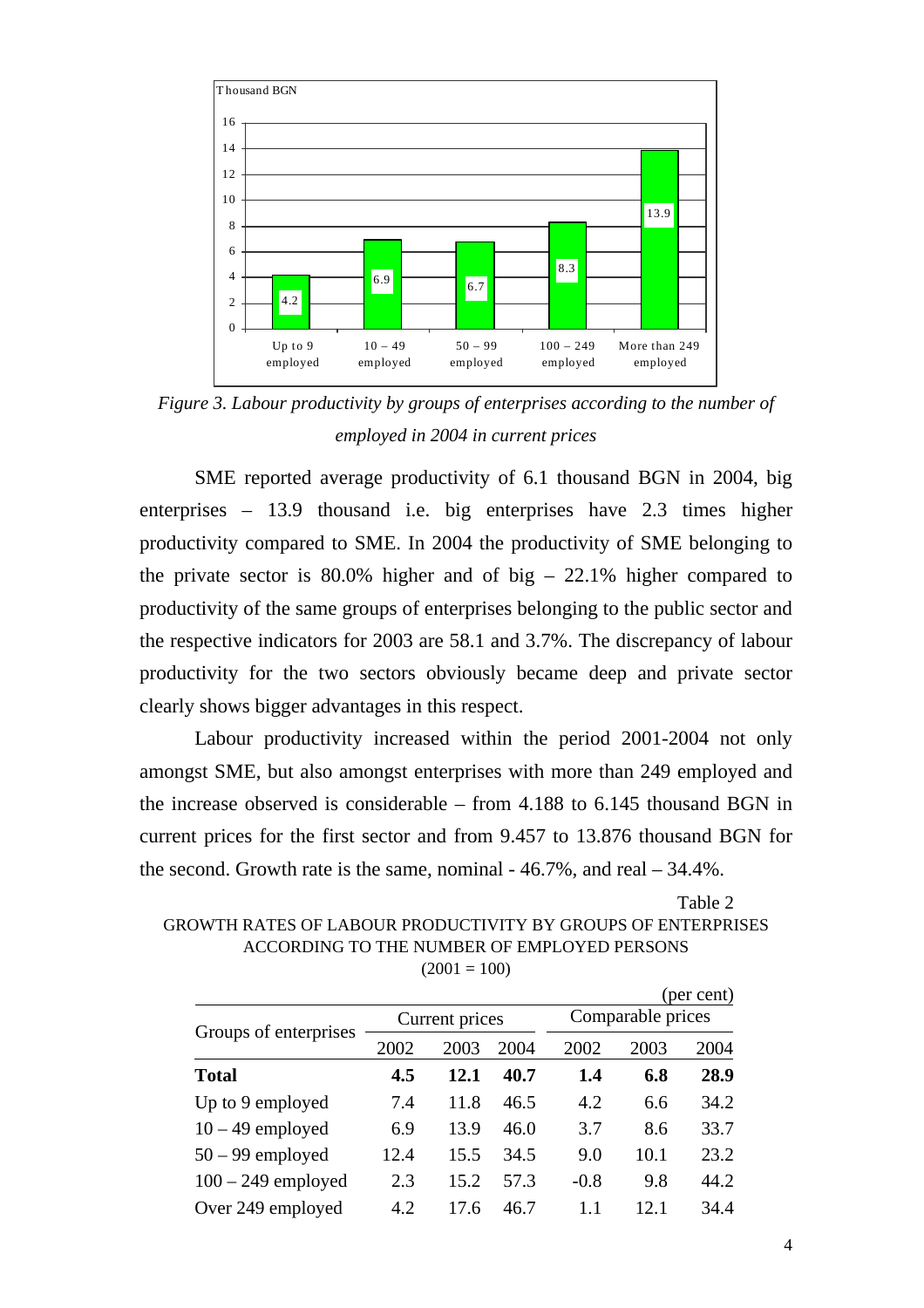Thousand BGN

16
14
12
10
8
6
4
2
0

4.2
6.9
6.7
8.3
13.9

Up to 9 employed
10 – 49 employed
50 – 99 employed
100 – 249 employed
More than 249 employed

*Figure 3. Labour productivity by groups of enterprises according to the number of employed in 2004 in current prices*

SME reported average productivity of 6.1 thousand BGN in 2004, big enterprises – 13.9 thousand i.e. big enterprises have 2.3 times higher productivity compared to SME. In 2004 the productivity of SME belonging to the private sector is 80.0% higher and of big – 22.1% higher compared to productivity of the same groups of enterprises belonging to the public sector and the respective indicators for 2003 are 58.1 and 3.7%. The discrepancy of labour productivity for the two sectors obviously became deep and private sector clearly shows bigger advantages in this respect.

Labour productivity increased within the period 2001-2004 not only amongst SME, but also amongst enterprises with more than 249 employed and the increase observed is considerable – from 4.188 to 6.145 thousand BGN in current prices for the first sector and from 9.457 to 13.876 thousand BGN for the second. Growth rate is the same, nominal - 46.7%, and real – 34.4%.

Table 2

GROWTH RATES OF LABOUR PRODUCTIVITY BY GROUPS OF ENTERPRISES ACCORDING TO THE NUMBER OF EMPLOYED PERSONS
(2001 = 100)

(per cent)

| Groups of enterprises | Current prices | | | Comparable prices | | |
|---|---|---|---|---|---|---|
| | 2002 | 2003 | 2004 | 2002 | 2003 | 2004 |
| **Total** | **4.5** | **12.1** | **40.7** | **1.4** | **6.8** | **28.9** |
| Up to 9 employed | 7.4 | 11.8 | 46.5 | 4.2 | 6.6 | 34.2 |
| 10 – 49 employed | 6.9 | 13.9 | 46.0 | 3.7 | 8.6 | 33.7 |
| 50 – 99 employed | 12.4 | 15.5 | 34.5 | 9.0 | 10.1 | 23.2 |
| 100 – 249 employed | 2.3 | 15.2 | 57.3 | -0.8 | 9.8 | 44.2 |
| Over 249 employed | 4.2 | 17.6 | 46.7 | 1.1 | 12.1 | 34.4 |